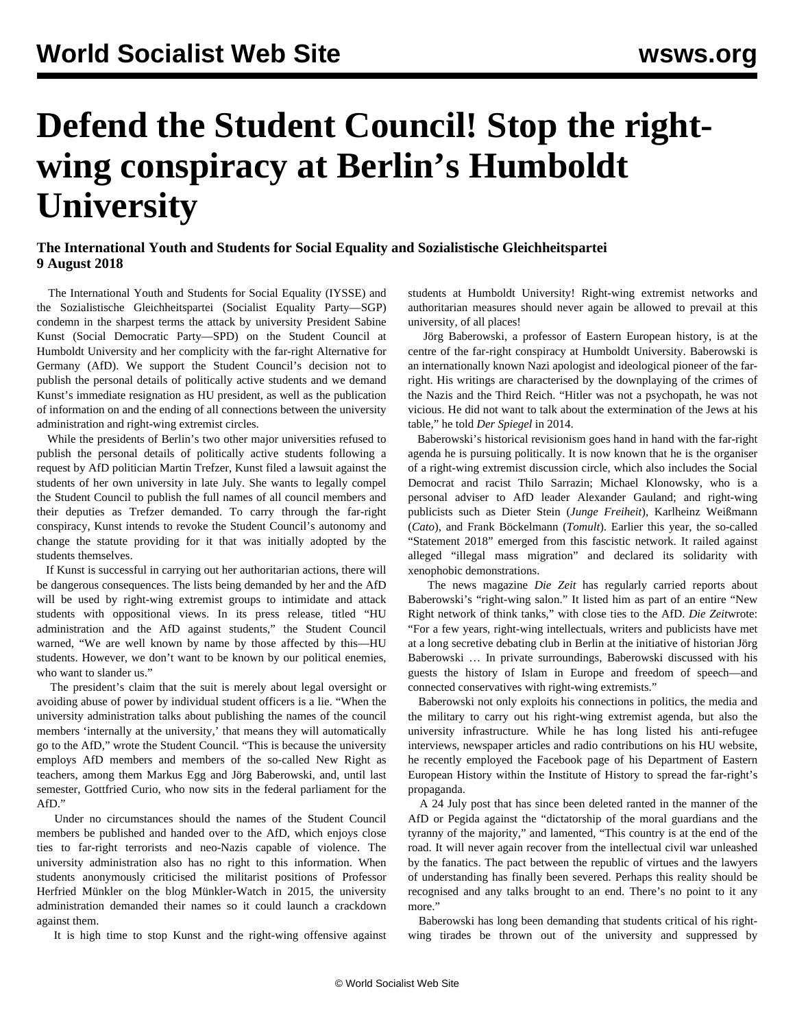# Defend the Student Council! Stop the right-wing conspiracy at Berlin's Humboldt University

**The International Youth and Students for Social Equality and Sozialistische Gleichheitspartei**
**9 August 2018**

The International Youth and Students for Social Equality (IYSSE) and the Sozialistische Gleichheitspartei (Socialist Equality Party—SGP) condemn in the sharpest terms the attack by university President Sabine Kunst (Social Democratic Party—SPD) on the Student Council at Humboldt University and her complicity with the far-right Alternative for Germany (AfD). We support the Student Council's decision not to publish the personal details of politically active students and we demand Kunst's immediate resignation as HU president, as well as the publication of information on and the ending of all connections between the university administration and right-wing extremist circles.

While the presidents of Berlin's two other major universities refused to publish the personal details of politically active students following a request by AfD politician Martin Trefzer, Kunst filed a lawsuit against the students of her own university in late July. She wants to legally compel the Student Council to publish the full names of all council members and their deputies as Trefzer demanded. To carry through the far-right conspiracy, Kunst intends to revoke the Student Council's autonomy and change the statute providing for it that was initially adopted by the students themselves.

If Kunst is successful in carrying out her authoritarian actions, there will be dangerous consequences. The lists being demanded by her and the AfD will be used by right-wing extremist groups to intimidate and attack students with oppositional views. In its press release, titled "HU administration and the AfD against students," the Student Council warned, "We are well known by name by those affected by this—HU students. However, we don't want to be known by our political enemies, who want to slander us."

The president's claim that the suit is merely about legal oversight or avoiding abuse of power by individual student officers is a lie. "When the university administration talks about publishing the names of the council members 'internally at the university,' that means they will automatically go to the AfD," wrote the Student Council. "This is because the university employs AfD members and members of the so-called New Right as teachers, among them Markus Egg and Jörg Baberowski, and, until last semester, Gottfried Curio, who now sits in the federal parliament for the AfD."

Under no circumstances should the names of the Student Council members be published and handed over to the AfD, which enjoys close ties to far-right terrorists and neo-Nazis capable of violence. The university administration also has no right to this information. When students anonymously criticised the militarist positions of Professor Herfried Münkler on the blog Münkler-Watch in 2015, the university administration demanded their names so it could launch a crackdown against them.

It is high time to stop Kunst and the right-wing offensive against students at Humboldt University! Right-wing extremist networks and authoritarian measures should never again be allowed to prevail at this university, of all places!

Jörg Baberowski, a professor of Eastern European history, is at the centre of the far-right conspiracy at Humboldt University. Baberowski is an internationally known Nazi apologist and ideological pioneer of the far-right. His writings are characterised by the downplaying of the crimes of the Nazis and the Third Reich. "Hitler was not a psychopath, he was not vicious. He did not want to talk about the extermination of the Jews at his table," he told *Der Spiegel* in 2014.

Baberowski's historical revisionism goes hand in hand with the far-right agenda he is pursuing politically. It is now known that he is the organiser of a right-wing extremist discussion circle, which also includes the Social Democrat and racist Thilo Sarrazin; Michael Klonowsky, who is a personal adviser to AfD leader Alexander Gauland; and right-wing publicists such as Dieter Stein (*Junge Freiheit*), Karlheinz Weißmann (*Cato*), and Frank Böckelmann (*Tomult*). Earlier this year, the so-called "Statement 2018" emerged from this fascistic network. It railed against alleged "illegal mass migration" and declared its solidarity with xenophobic demonstrations.

The news magazine *Die Zeit* has regularly carried reports about Baberowski's "right-wing salon." It listed him as part of an entire "New Right network of think tanks," with close ties to the AfD. *Die Zeit*wrote: "For a few years, right-wing intellectuals, writers and publicists have met at a long secretive debating club in Berlin at the initiative of historian Jörg Baberowski … In private surroundings, Baberowski discussed with his guests the history of Islam in Europe and freedom of speech—and connected conservatives with right-wing extremists."

Baberowski not only exploits his connections in politics, the media and the military to carry out his right-wing extremist agenda, but also the university infrastructure. While he has long listed his anti-refugee interviews, newspaper articles and radio contributions on his HU website, he recently employed the Facebook page of his Department of Eastern European History within the Institute of History to spread the far-right's propaganda.

A 24 July post that has since been deleted ranted in the manner of the AfD or Pegida against the "dictatorship of the moral guardians and the tyranny of the majority," and lamented, "This country is at the end of the road. It will never again recover from the intellectual civil war unleashed by the fanatics. The pact between the republic of virtues and the lawyers of understanding has finally been severed. Perhaps this reality should be recognised and any talks brought to an end. There's no point to it any more."

Baberowski has long been demanding that students critical of his right-wing tirades be thrown out of the university and suppressed by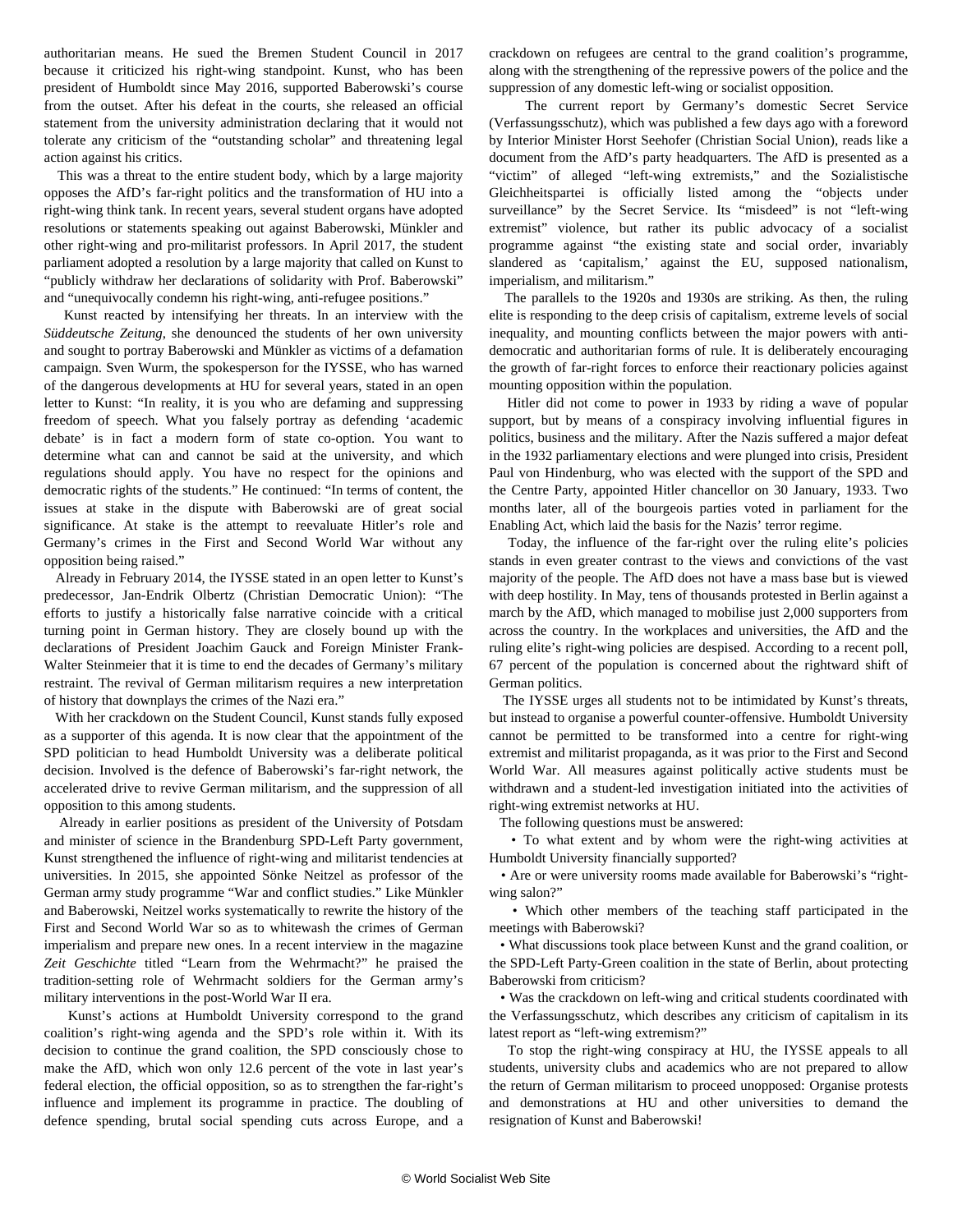authoritarian means. He sued the Bremen Student Council in 2017 because it criticized his right-wing standpoint. Kunst, who has been president of Humboldt since May 2016, supported Baberowski's course from the outset. After his defeat in the courts, she released an official statement from the university administration declaring that it would not tolerate any criticism of the "outstanding scholar" and threatening legal action against his critics.

This was a threat to the entire student body, which by a large majority opposes the AfD's far-right politics and the transformation of HU into a right-wing think tank. In recent years, several student organs have adopted resolutions or statements speaking out against Baberowski, Münkler and other right-wing and pro-militarist professors. In April 2017, the student parliament adopted a resolution by a large majority that called on Kunst to "publicly withdraw her declarations of solidarity with Prof. Baberowski" and "unequivocally condemn his right-wing, anti-refugee positions."

Kunst reacted by intensifying her threats. In an interview with the *Süddeutsche Zeitung*, she denounced the students of her own university and sought to portray Baberowski and Münkler as victims of a defamation campaign. Sven Wurm, the spokesperson for the IYSSE, who has warned of the dangerous developments at HU for several years, stated in an open letter to Kunst: "In reality, it is you who are defaming and suppressing freedom of speech. What you falsely portray as defending 'academic debate' is in fact a modern form of state co-option. You want to determine what can and cannot be said at the university, and which regulations should apply. You have no respect for the opinions and democratic rights of the students." He continued: "In terms of content, the issues at stake in the dispute with Baberowski are of great social significance. At stake is the attempt to reevaluate Hitler's role and Germany's crimes in the First and Second World War without any opposition being raised."

Already in February 2014, the IYSSE stated in an open letter to Kunst's predecessor, Jan-Endrik Olbertz (Christian Democratic Union): "The efforts to justify a historically false narrative coincide with a critical turning point in German history. They are closely bound up with the declarations of President Joachim Gauck and Foreign Minister Frank-Walter Steinmeier that it is time to end the decades of Germany's military restraint. The revival of German militarism requires a new interpretation of history that downplays the crimes of the Nazi era."

With her crackdown on the Student Council, Kunst stands fully exposed as a supporter of this agenda. It is now clear that the appointment of the SPD politician to head Humboldt University was a deliberate political decision. Involved is the defence of Baberowski's far-right network, the accelerated drive to revive German militarism, and the suppression of all opposition to this among students.

Already in earlier positions as president of the University of Potsdam and minister of science in the Brandenburg SPD-Left Party government, Kunst strengthened the influence of right-wing and militarist tendencies at universities. In 2015, she appointed Sönke Neitzel as professor of the German army study programme "War and conflict studies." Like Münkler and Baberowski, Neitzel works systematically to rewrite the history of the First and Second World War so as to whitewash the crimes of German imperialism and prepare new ones. In a recent interview in the magazine *Zeit Geschichte* titled "Learn from the Wehrmacht?" he praised the tradition-setting role of Wehrmacht soldiers for the German army's military interventions in the post-World War II era.

Kunst's actions at Humboldt University correspond to the grand coalition's right-wing agenda and the SPD's role within it. With its decision to continue the grand coalition, the SPD consciously chose to make the AfD, which won only 12.6 percent of the vote in last year's federal election, the official opposition, so as to strengthen the far-right's influence and implement its programme in practice. The doubling of defence spending, brutal social spending cuts across Europe, and a crackdown on refugees are central to the grand coalition's programme, along with the strengthening of the repressive powers of the police and the suppression of any domestic left-wing or socialist opposition.

The current report by Germany's domestic Secret Service (Verfassungsschutz), which was published a few days ago with a foreword by Interior Minister Horst Seehofer (Christian Social Union), reads like a document from the AfD's party headquarters. The AfD is presented as a "victim" of alleged "left-wing extremists," and the Sozialistische Gleichheitspartei is officially listed among the "objects under surveillance" by the Secret Service. Its "misdeed" is not "left-wing extremist" violence, but rather its public advocacy of a socialist programme against "the existing state and social order, invariably slandered as 'capitalism,' against the EU, supposed nationalism, imperialism, and militarism."

The parallels to the 1920s and 1930s are striking. As then, the ruling elite is responding to the deep crisis of capitalism, extreme levels of social inequality, and mounting conflicts between the major powers with anti-democratic and authoritarian forms of rule. It is deliberately encouraging the growth of far-right forces to enforce their reactionary policies against mounting opposition within the population.

Hitler did not come to power in 1933 by riding a wave of popular support, but by means of a conspiracy involving influential figures in politics, business and the military. After the Nazis suffered a major defeat in the 1932 parliamentary elections and were plunged into crisis, President Paul von Hindenburg, who was elected with the support of the SPD and the Centre Party, appointed Hitler chancellor on 30 January, 1933. Two months later, all of the bourgeois parties voted in parliament for the Enabling Act, which laid the basis for the Nazis' terror regime.

Today, the influence of the far-right over the ruling elite's policies stands in even greater contrast to the views and convictions of the vast majority of the people. The AfD does not have a mass base but is viewed with deep hostility. In May, tens of thousands protested in Berlin against a march by the AfD, which managed to mobilise just 2,000 supporters from across the country. In the workplaces and universities, the AfD and the ruling elite's right-wing policies are despised. According to a recent poll, 67 percent of the population is concerned about the rightward shift of German politics.

The IYSSE urges all students not to be intimidated by Kunst's threats, but instead to organise a powerful counter-offensive. Humboldt University cannot be permitted to be transformed into a centre for right-wing extremist and militarist propaganda, as it was prior to the First and Second World War. All measures against politically active students must be withdrawn and a student-led investigation initiated into the activities of right-wing extremist networks at HU.

The following questions must be answered:

- To what extent and by whom were the right-wing activities at Humboldt University financially supported?
- Are or were university rooms made available for Baberowski's "right-wing salon?"
- Which other members of the teaching staff participated in the meetings with Baberowski?
- What discussions took place between Kunst and the grand coalition, or the SPD-Left Party-Green coalition in the state of Berlin, about protecting Baberowski from criticism?
- Was the crackdown on left-wing and critical students coordinated with the Verfassungsschutz, which describes any criticism of capitalism in its latest report as "left-wing extremism?"

To stop the right-wing conspiracy at HU, the IYSSE appeals to all students, university clubs and academics who are not prepared to allow the return of German militarism to proceed unopposed: Organise protests and demonstrations at HU and other universities to demand the resignation of Kunst and Baberowski!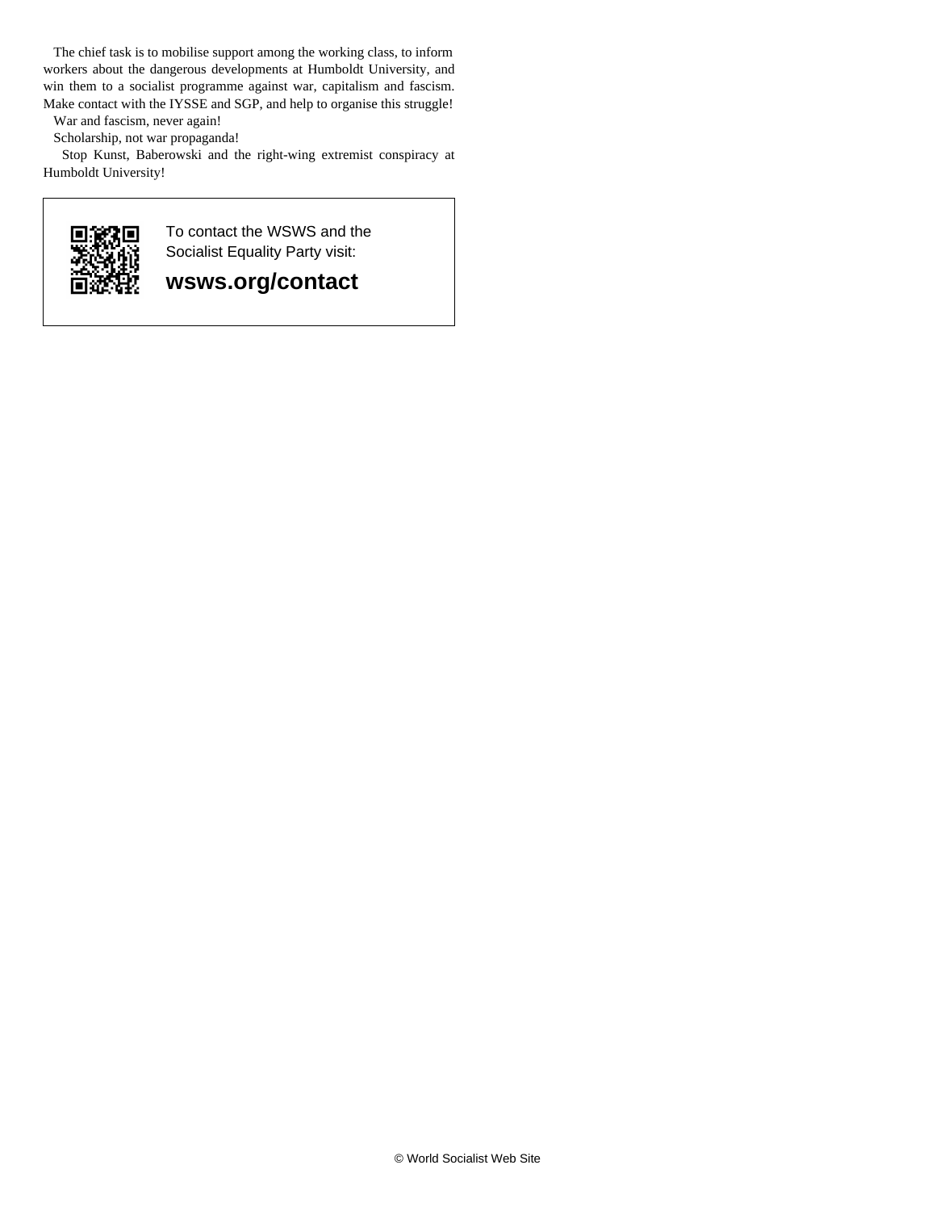The chief task is to mobilise support among the working class, to inform workers about the dangerous developments at Humboldt University, and win them to a socialist programme against war, capitalism and fascism. Make contact with the IYSSE and SGP, and help to organise this struggle!

War and fascism, never again!

Scholarship, not war propaganda!

Stop Kunst, Baberowski and the right-wing extremist conspiracy at Humboldt University!

To contact the WSWS and the Socialist Equality Party visit:

**wsws.org/contact**

© World Socialist Web Site